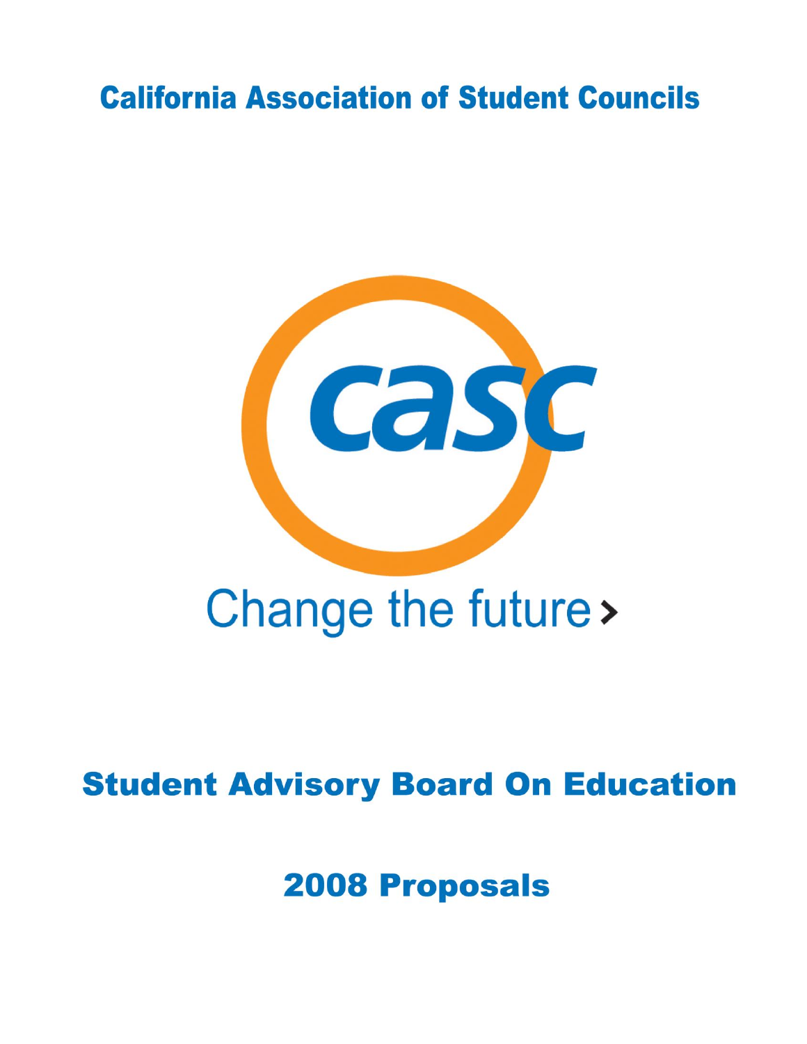# California Association of Student Councils

casc

Change the future ›

## Student Advisory Board On Education

## 2008 Proposals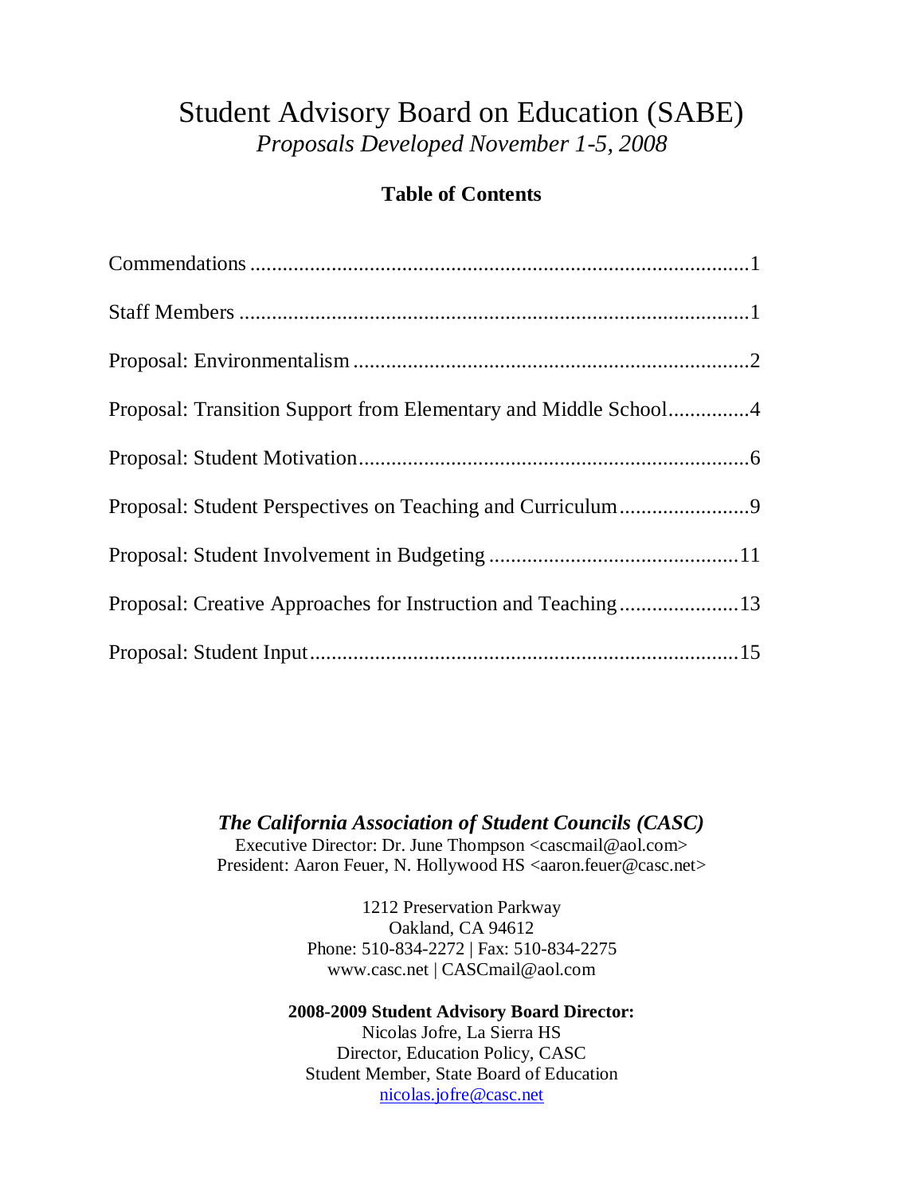# Student Advisory Board on Education (SABE)

*Proposals Developed November 1-5, 2008*

## Table of Contents

Commendations ........................................................................................1

Staff Members ..........................................................................................1

Proposal: Environmentalism ....................................................................2

Proposal: Transition Support from Elementary and Middle School...............4

Proposal: Student Motivation....................................................................6

Proposal: Student Perspectives on Teaching and Curriculum........................9

Proposal: Student Involvement in Budgeting ............................................11

Proposal: Creative Approaches for Instruction and Teaching......................13

Proposal: Student Input...........................................................................15

***The California Association of Student Councils (CASC)***
Executive Director: Dr. June Thompson <cascmail@aol.com>
President: Aaron Feuer, N. Hollywood HS <aaron.feuer@casc.net>

1212 Preservation Parkway
Oakland, CA 94612
Phone: 510-834-2272 | Fax: 510-834-2275
www.casc.net | CASCmail@aol.com

**2008-2009 Student Advisory Board Director:**
Nicolas Jofre, La Sierra HS
Director, Education Policy, CASC
Student Member, State Board of Education
nicolas.jofre@casc.net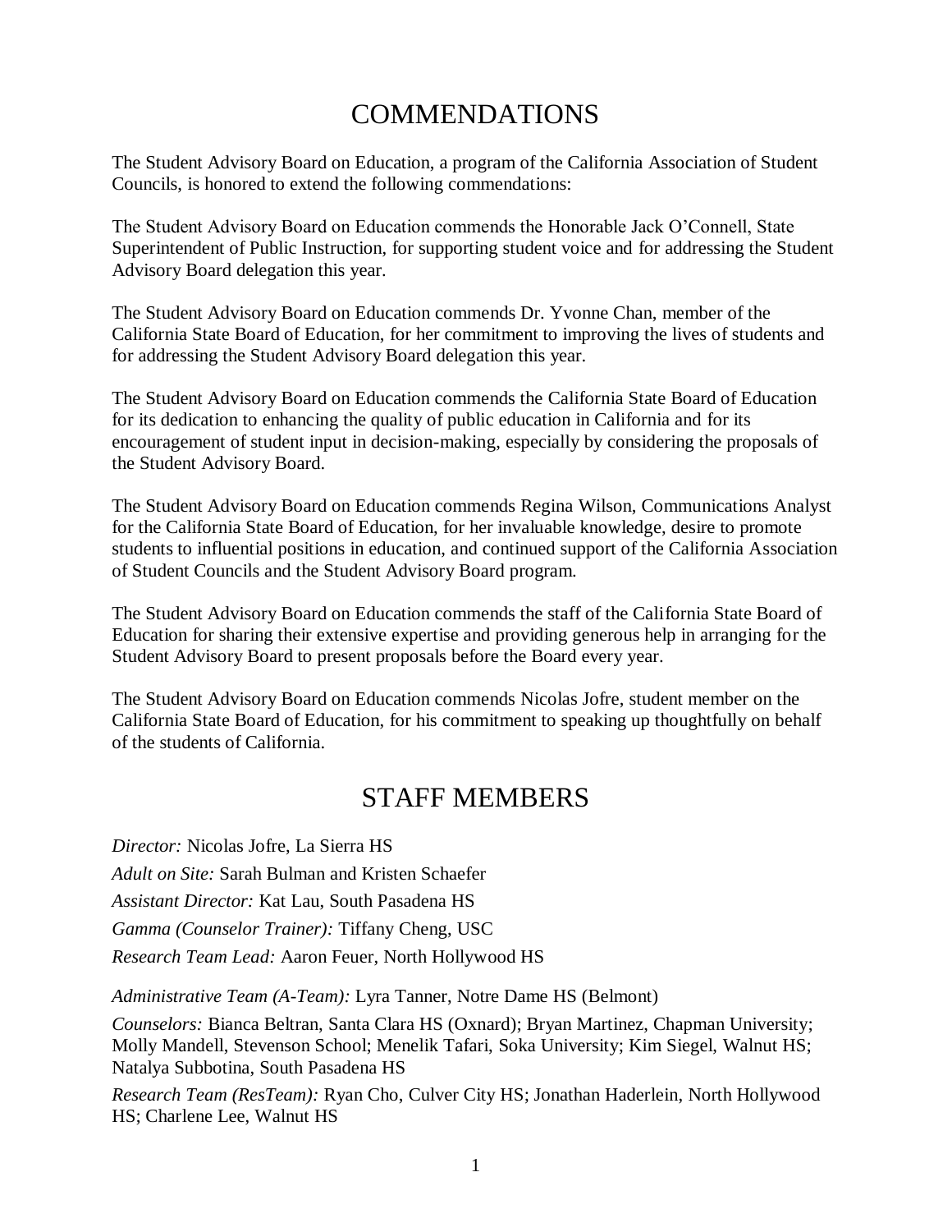# COMMENDATIONS

The Student Advisory Board on Education, a program of the California Association of Student Councils, is honored to extend the following commendations:

The Student Advisory Board on Education commends the Honorable Jack O'Connell, State Superintendent of Public Instruction, for supporting student voice and for addressing the Student Advisory Board delegation this year.

The Student Advisory Board on Education commends Dr. Yvonne Chan, member of the California State Board of Education, for her commitment to improving the lives of students and for addressing the Student Advisory Board delegation this year.

The Student Advisory Board on Education commends the California State Board of Education for its dedication to enhancing the quality of public education in California and for its encouragement of student input in decision-making, especially by considering the proposals of the Student Advisory Board.

The Student Advisory Board on Education commends Regina Wilson, Communications Analyst for the California State Board of Education, for her invaluable knowledge, desire to promote students to influential positions in education, and continued support of the California Association of Student Councils and the Student Advisory Board program.

The Student Advisory Board on Education commends the staff of the California State Board of Education for sharing their extensive expertise and providing generous help in arranging for the Student Advisory Board to present proposals before the Board every year.

The Student Advisory Board on Education commends Nicolas Jofre, student member on the California State Board of Education, for his commitment to speaking up thoughtfully on behalf of the students of California.

# STAFF MEMBERS

*Director:* Nicolas Jofre, La Sierra HS

*Adult on Site:* Sarah Bulman and Kristen Schaefer

*Assistant Director:* Kat Lau, South Pasadena HS

*Gamma (Counselor Trainer):* Tiffany Cheng, USC

*Research Team Lead:* Aaron Feuer, North Hollywood HS

*Administrative Team (A-Team):* Lyra Tanner, Notre Dame HS (Belmont)

*Counselors:* Bianca Beltran, Santa Clara HS (Oxnard); Bryan Martinez, Chapman University; Molly Mandell, Stevenson School; Menelik Tafari, Soka University; Kim Siegel, Walnut HS; Natalya Subbotina, South Pasadena HS

*Research Team (ResTeam):* Ryan Cho, Culver City HS; Jonathan Haderlein, North Hollywood HS; Charlene Lee, Walnut HS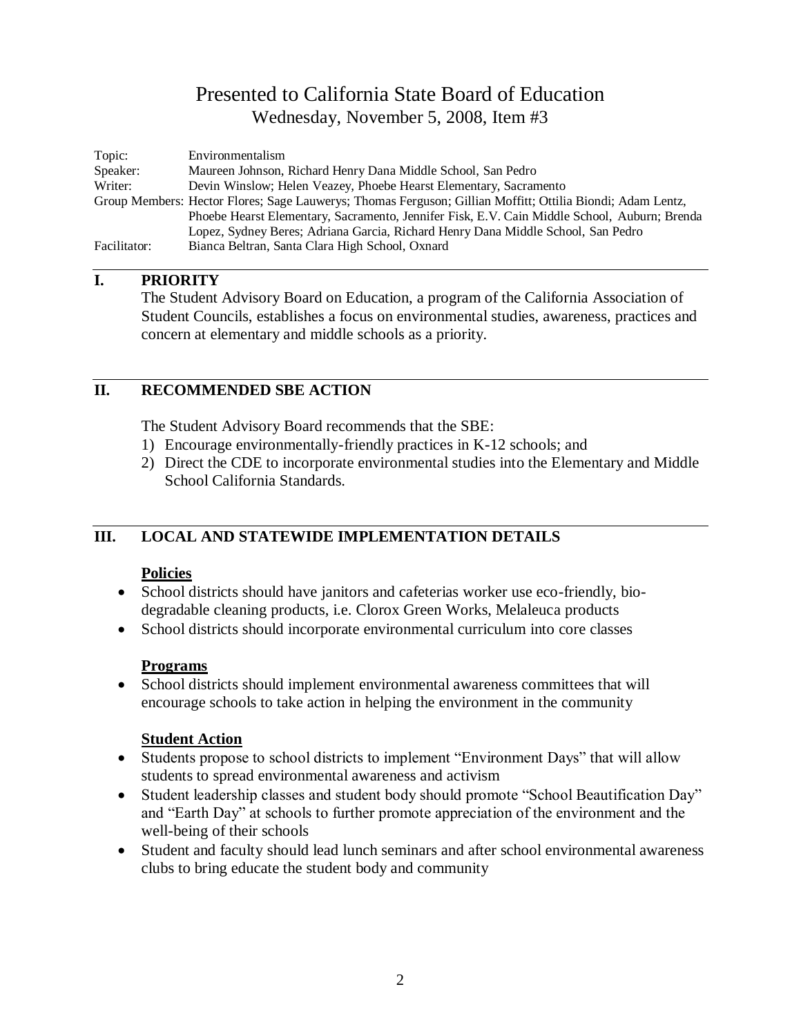# Presented to California State Board of Education
## Wednesday, November 5, 2008, Item #3

| | |
|---|---|
| Topic: | Environmentalism |
| Speaker: | Maureen Johnson, Richard Henry Dana Middle School, San Pedro |
| Writer: | Devin Winslow; Helen Veazey, Phoebe Hearst Elementary, Sacramento |
| Group Members: | Hector Flores; Sage Lauwerys; Thomas Ferguson; Gillian Moffitt; Ottilia Biondi; Adam Lentz, Phoebe Hearst Elementary, Sacramento, Jennifer Fisk, E.V. Cain Middle School, Auburn; Brenda Lopez, Sydney Beres; Adriana Garcia, Richard Henry Dana Middle School, San Pedro |
| Facilitator: | Bianca Beltran, Santa Clara High School, Oxnard |

## I. PRIORITY

The Student Advisory Board on Education, a program of the California Association of Student Councils, establishes a focus on environmental studies, awareness, practices and concern at elementary and middle schools as a priority.

## II. RECOMMENDED SBE ACTION

The Student Advisory Board recommends that the SBE:

1) Encourage environmentally-friendly practices in K-12 schools; and
2) Direct the CDE to incorporate environmental studies into the Elementary and Middle School California Standards.

## III. LOCAL AND STATEWIDE IMPLEMENTATION DETAILS

**Policies**

- School districts should have janitors and cafeterias worker use eco-friendly, bio-degradable cleaning products, i.e. Clorox Green Works, Melaleuca products
- School districts should incorporate environmental curriculum into core classes

**Programs**

- School districts should implement environmental awareness committees that will encourage schools to take action in helping the environment in the community

**Student Action**

- Students propose to school districts to implement "Environment Days" that will allow students to spread environmental awareness and activism
- Student leadership classes and student body should promote "School Beautification Day" and "Earth Day" at schools to further promote appreciation of the environment and the well-being of their schools
- Student and faculty should lead lunch seminars and after school environmental awareness clubs to bring educate the student body and community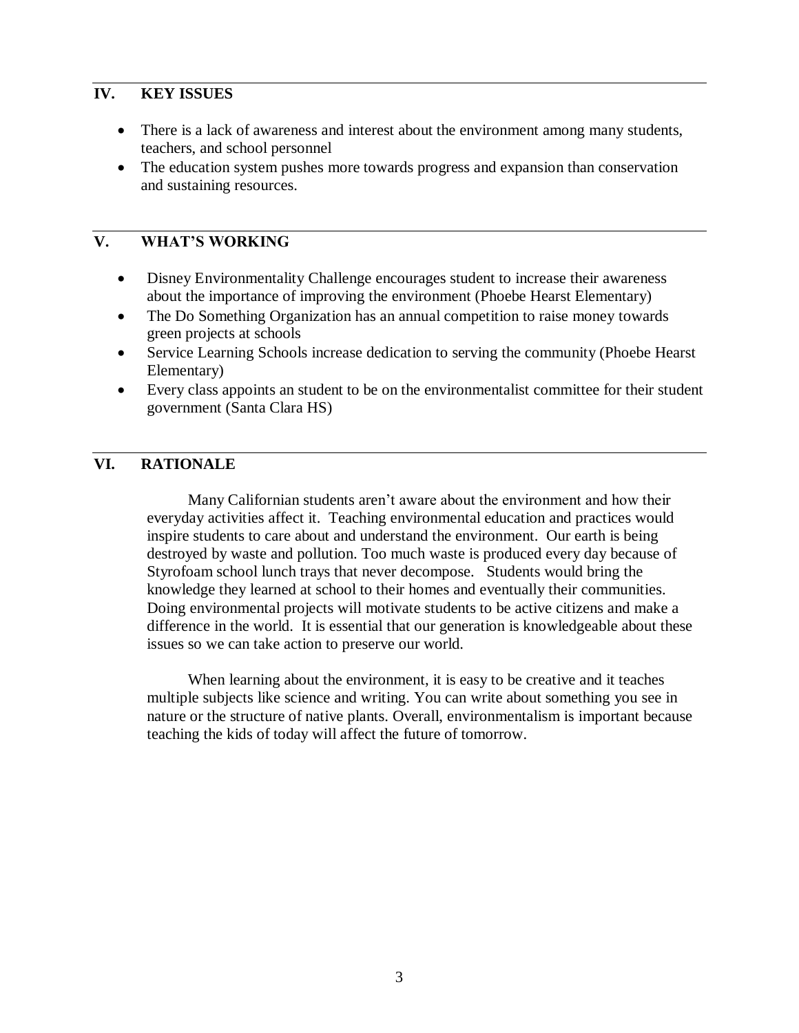## IV. KEY ISSUES

- There is a lack of awareness and interest about the environment among many students, teachers, and school personnel
- The education system pushes more towards progress and expansion than conservation and sustaining resources.

## V. WHAT'S WORKING

- Disney Environmentality Challenge encourages student to increase their awareness about the importance of improving the environment (Phoebe Hearst Elementary)
- The Do Something Organization has an annual competition to raise money towards green projects at schools
- Service Learning Schools increase dedication to serving the community (Phoebe Hearst Elementary)
- Every class appoints an student to be on the environmentalist committee for their student government (Santa Clara HS)

## VI. RATIONALE

Many Californian students aren't aware about the environment and how their everyday activities affect it. Teaching environmental education and practices would inspire students to care about and understand the environment. Our earth is being destroyed by waste and pollution. Too much waste is produced every day because of Styrofoam school lunch trays that never decompose. Students would bring the knowledge they learned at school to their homes and eventually their communities. Doing environmental projects will motivate students to be active citizens and make a difference in the world. It is essential that our generation is knowledgeable about these issues so we can take action to preserve our world.

When learning about the environment, it is easy to be creative and it teaches multiple subjects like science and writing. You can write about something you see in nature or the structure of native plants. Overall, environmentalism is important because teaching the kids of today will affect the future of tomorrow.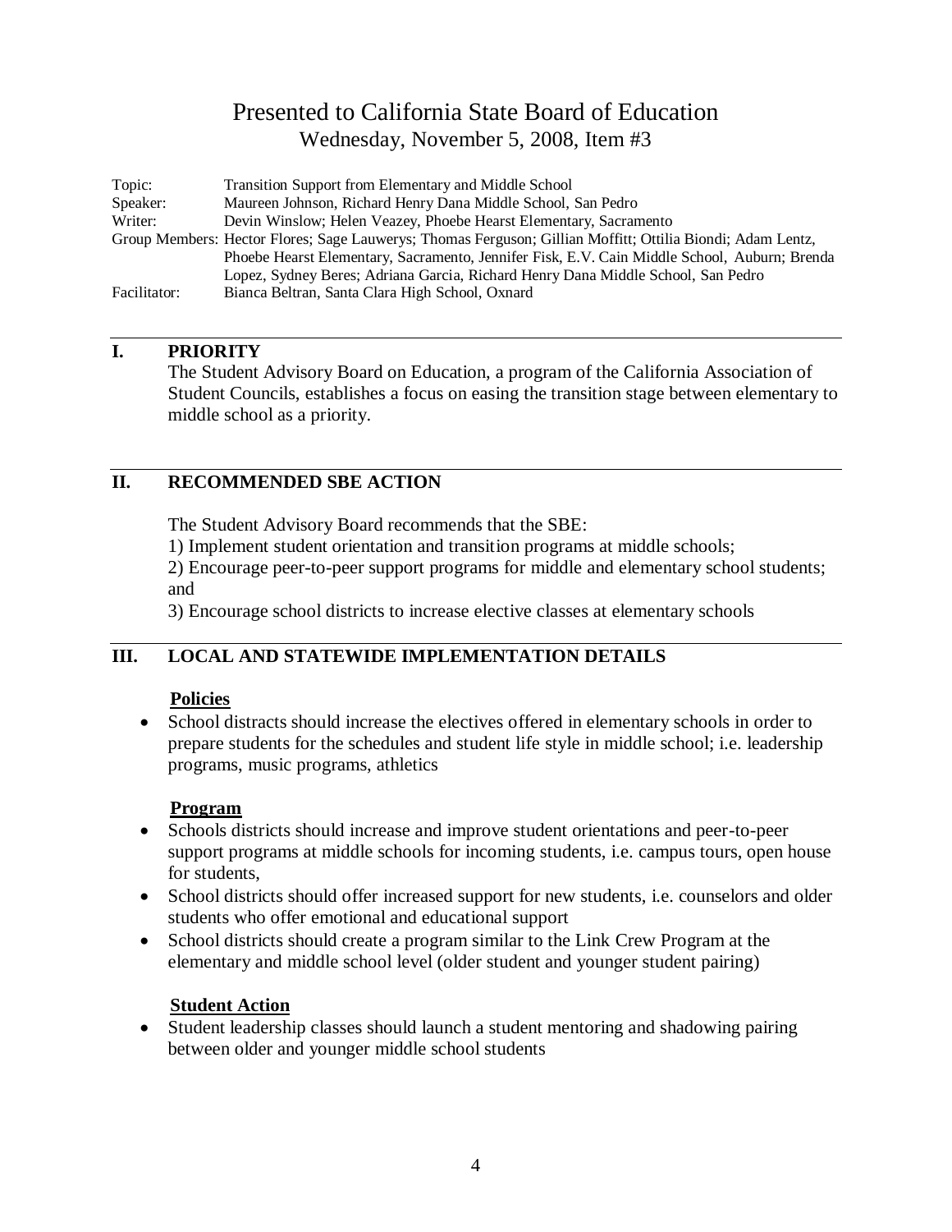# Presented to California State Board of Education

Wednesday, November 5, 2008, Item #3

| | |
|---|---|
| Topic: | Transition Support from Elementary and Middle School |
| Speaker: | Maureen Johnson, Richard Henry Dana Middle School, San Pedro |
| Writer: | Devin Winslow; Helen Veazey, Phoebe Hearst Elementary, Sacramento |
| Group Members: | Hector Flores; Sage Lauwerys; Thomas Ferguson; Gillian Moffitt; Ottilia Biondi; Adam Lentz, Phoebe Hearst Elementary, Sacramento, Jennifer Fisk, E.V. Cain Middle School, Auburn; Brenda Lopez, Sydney Beres; Adriana Garcia, Richard Henry Dana Middle School, San Pedro |
| Facilitator: | Bianca Beltran, Santa Clara High School, Oxnard |

## I. PRIORITY

The Student Advisory Board on Education, a program of the California Association of Student Councils, establishes a focus on easing the transition stage between elementary to middle school as a priority.

## II. RECOMMENDED SBE ACTION

The Student Advisory Board recommends that the SBE:

1) Implement student orientation and transition programs at middle schools;

2) Encourage peer-to-peer support programs for middle and elementary school students; and

3) Encourage school districts to increase elective classes at elementary schools

## III. LOCAL AND STATEWIDE IMPLEMENTATION DETAILS

**Policies**

- School distracts should increase the electives offered in elementary schools in order to prepare students for the schedules and student life style in middle school; i.e. leadership programs, music programs, athletics

**Program**

- Schools districts should increase and improve student orientations and peer-to-peer support programs at middle schools for incoming students, i.e. campus tours, open house for students,
- School districts should offer increased support for new students, i.e. counselors and older students who offer emotional and educational support
- School districts should create a program similar to the Link Crew Program at the elementary and middle school level (older student and younger student pairing)

**Student Action**

- Student leadership classes should launch a student mentoring and shadowing pairing between older and younger middle school students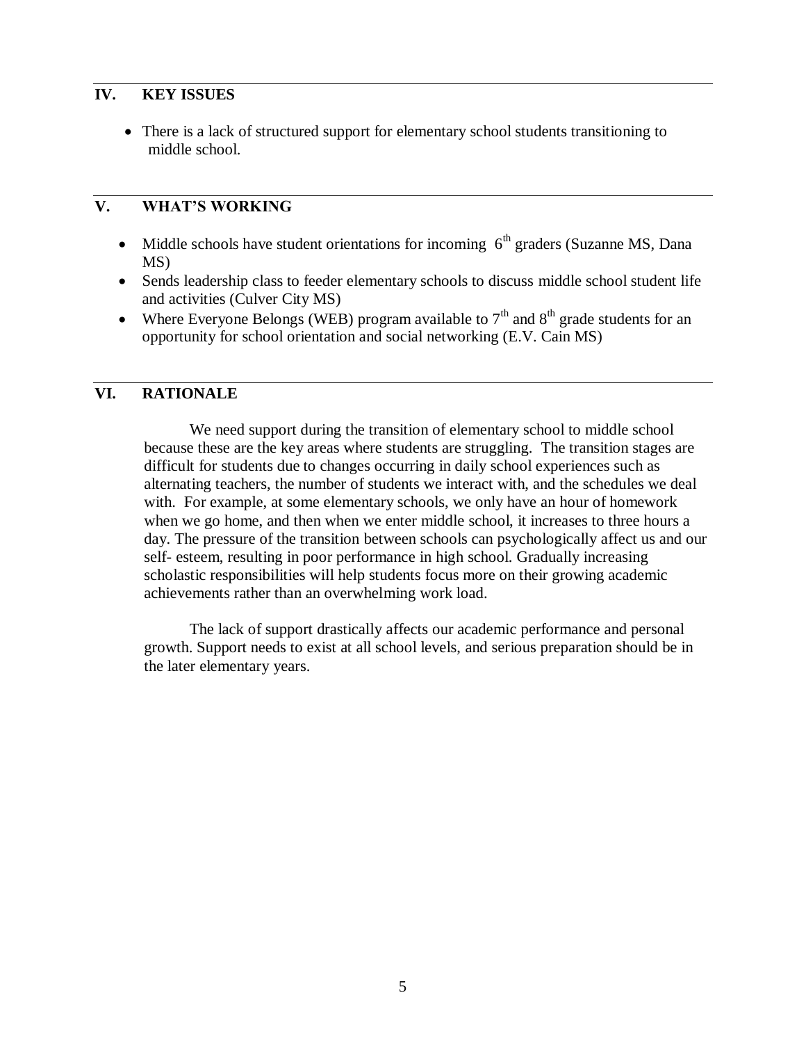## IV. KEY ISSUES

- There is a lack of structured support for elementary school students transitioning to middle school.

## V. WHAT'S WORKING

- Middle schools have student orientations for incoming 6th graders (Suzanne MS, Dana MS)
- Sends leadership class to feeder elementary schools to discuss middle school student life and activities (Culver City MS)
- Where Everyone Belongs (WEB) program available to 7th and 8th grade students for an opportunity for school orientation and social networking (E.V. Cain MS)

## VI. RATIONALE

We need support during the transition of elementary school to middle school because these are the key areas where students are struggling. The transition stages are difficult for students due to changes occurring in daily school experiences such as alternating teachers, the number of students we interact with, and the schedules we deal with. For example, at some elementary schools, we only have an hour of homework when we go home, and then when we enter middle school, it increases to three hours a day. The pressure of the transition between schools can psychologically affect us and our self- esteem, resulting in poor performance in high school. Gradually increasing scholastic responsibilities will help students focus more on their growing academic achievements rather than an overwhelming work load.

The lack of support drastically affects our academic performance and personal growth. Support needs to exist at all school levels, and serious preparation should be in the later elementary years.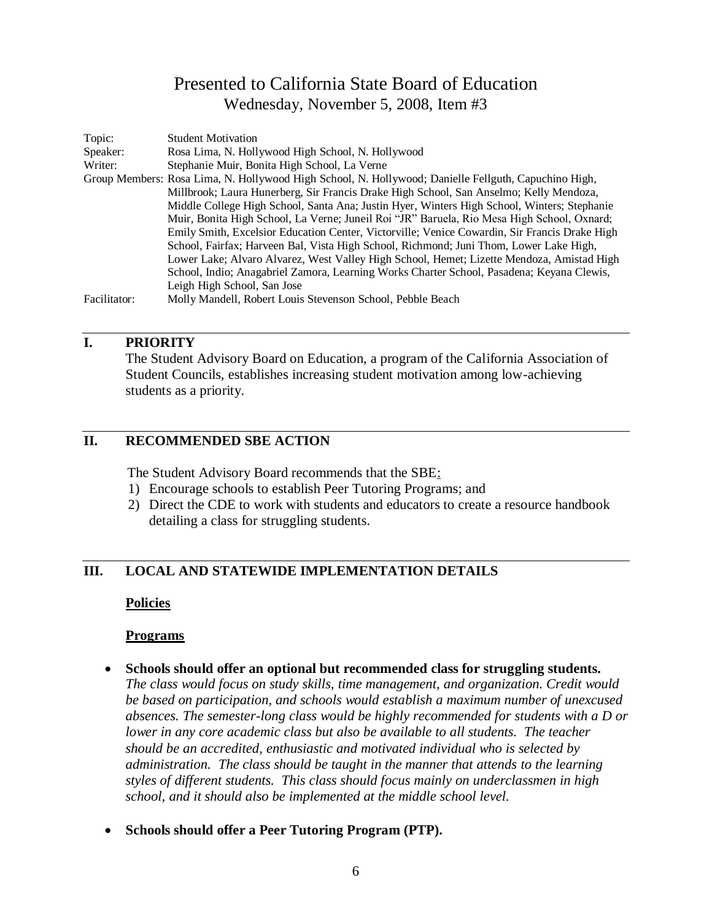# Presented to California State Board of Education

Wednesday, November 5, 2008, Item #3

| | |
|---|---|
| Topic: | Student Motivation |
| Speaker: | Rosa Lima, N. Hollywood High School, N. Hollywood |
| Writer: | Stephanie Muir, Bonita High School, La Verne |
| Group Members: | Rosa Lima, N. Hollywood High School, N. Hollywood; Danielle Fellguth, Capuchino High, Millbrook; Laura Hunerberg, Sir Francis Drake High School, San Anselmo; Kelly Mendoza, Middle College High School, Santa Ana; Justin Hyer, Winters High School, Winters; Stephanie Muir, Bonita High School, La Verne; Juneil Roi "JR" Baruela, Rio Mesa High School, Oxnard; Emily Smith, Excelsior Education Center, Victorville; Venice Cowardin, Sir Francis Drake High School, Fairfax; Harveen Bal, Vista High School, Richmond; Juni Thom, Lower Lake High, Lower Lake; Alvaro Alvarez, West Valley High School, Hemet; Lizette Mendoza, Amistad High School, Indio; Anagabriel Zamora, Learning Works Charter School, Pasadena; Keyana Clewis, Leigh High School, San Jose |
| Facilitator: | Molly Mandell, Robert Louis Stevenson School, Pebble Beach |

## I. PRIORITY

The Student Advisory Board on Education, a program of the California Association of Student Councils, establishes increasing student motivation among low-achieving students as a priority.

## II. RECOMMENDED SBE ACTION

The Student Advisory Board recommends that the SBE:

1) Encourage schools to establish Peer Tutoring Programs; and
2) Direct the CDE to work with students and educators to create a resource handbook detailing a class for struggling students.

## III. LOCAL AND STATEWIDE IMPLEMENTATION DETAILS

**Policies**

**Programs**

- **Schools should offer an optional but recommended class for struggling students.** *The class would focus on study skills, time management, and organization. Credit would be based on participation, and schools would establish a maximum number of unexcused absences. The semester-long class would be highly recommended for students with a D or lower in any core academic class but also be available to all students. The teacher should be an accredited, enthusiastic and motivated individual who is selected by administration. The class should be taught in the manner that attends to the learning styles of different students. This class should focus mainly on underclassmen in high school, and it should also be implemented at the middle school level.*

- **Schools should offer a Peer Tutoring Program (PTP).**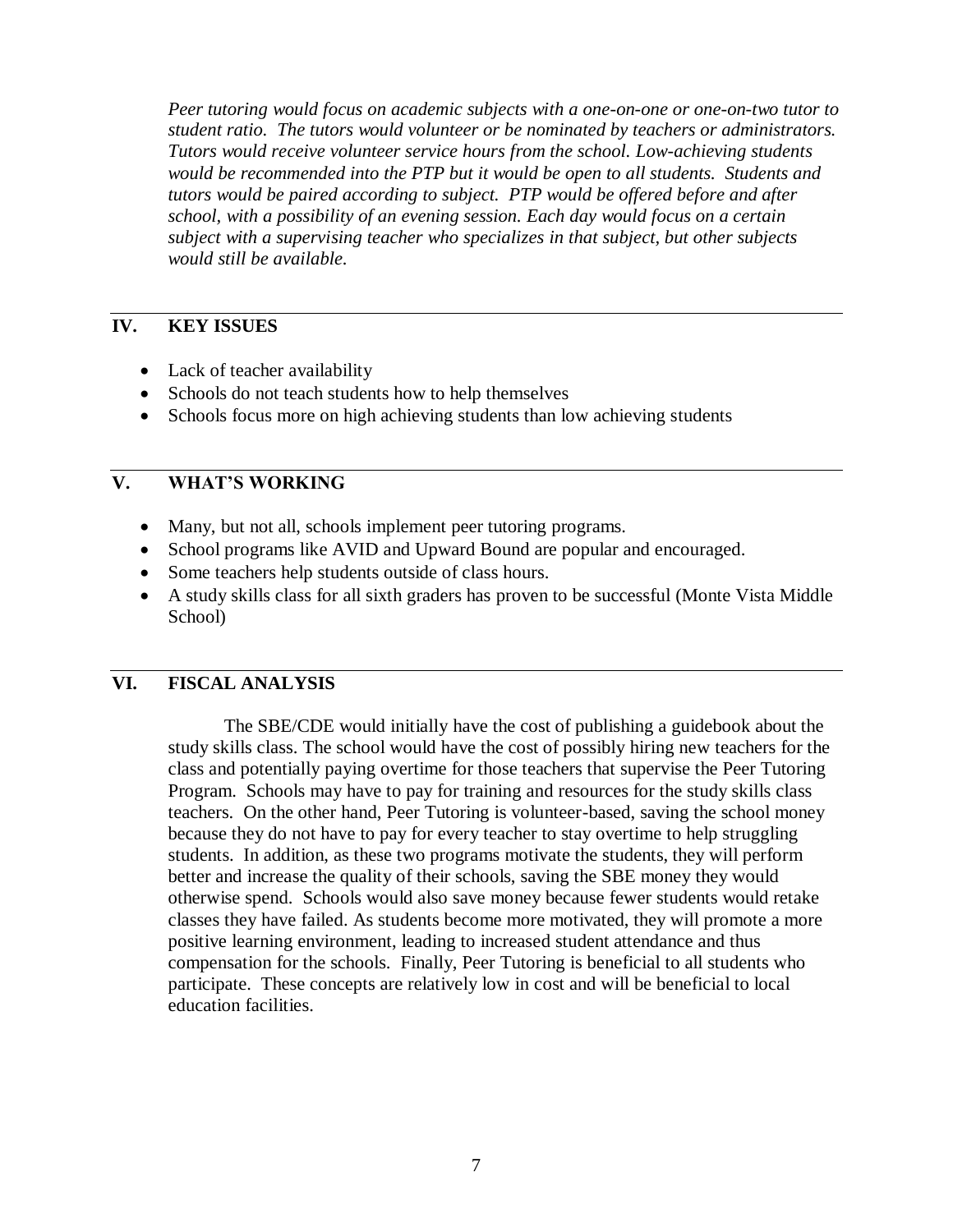*Peer tutoring would focus on academic subjects with a one-on-one or one-on-two tutor to student ratio. The tutors would volunteer or be nominated by teachers or administrators. Tutors would receive volunteer service hours from the school. Low-achieving students would be recommended into the PTP but it would be open to all students. Students and tutors would be paired according to subject. PTP would be offered before and after school, with a possibility of an evening session. Each day would focus on a certain subject with a supervising teacher who specializes in that subject, but other subjects would still be available.*

## IV. KEY ISSUES

- Lack of teacher availability
- Schools do not teach students how to help themselves
- Schools focus more on high achieving students than low achieving students

## V. WHAT'S WORKING

- Many, but not all, schools implement peer tutoring programs.
- School programs like AVID and Upward Bound are popular and encouraged.
- Some teachers help students outside of class hours.
- A study skills class for all sixth graders has proven to be successful (Monte Vista Middle School)

## VI. FISCAL ANALYSIS

The SBE/CDE would initially have the cost of publishing a guidebook about the study skills class. The school would have the cost of possibly hiring new teachers for the class and potentially paying overtime for those teachers that supervise the Peer Tutoring Program. Schools may have to pay for training and resources for the study skills class teachers. On the other hand, Peer Tutoring is volunteer-based, saving the school money because they do not have to pay for every teacher to stay overtime to help struggling students. In addition, as these two programs motivate the students, they will perform better and increase the quality of their schools, saving the SBE money they would otherwise spend. Schools would also save money because fewer students would retake classes they have failed. As students become more motivated, they will promote a more positive learning environment, leading to increased student attendance and thus compensation for the schools. Finally, Peer Tutoring is beneficial to all students who participate. These concepts are relatively low in cost and will be beneficial to local education facilities.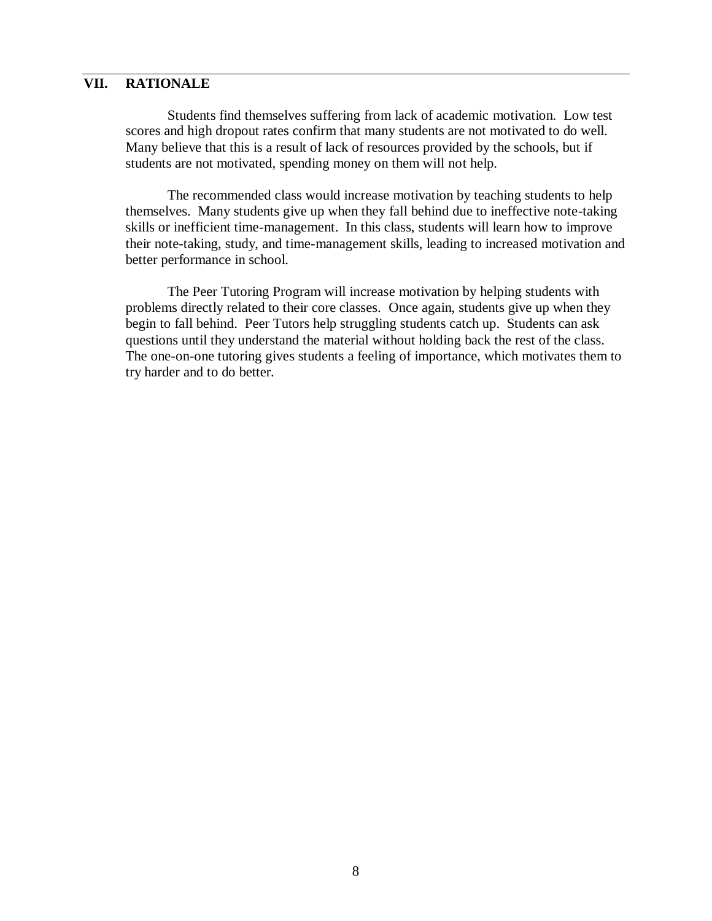## VII. RATIONALE

Students find themselves suffering from lack of academic motivation. Low test scores and high dropout rates confirm that many students are not motivated to do well. Many believe that this is a result of lack of resources provided by the schools, but if students are not motivated, spending money on them will not help.

The recommended class would increase motivation by teaching students to help themselves. Many students give up when they fall behind due to ineffective note-taking skills or inefficient time-management. In this class, students will learn how to improve their note-taking, study, and time-management skills, leading to increased motivation and better performance in school.

The Peer Tutoring Program will increase motivation by helping students with problems directly related to their core classes. Once again, students give up when they begin to fall behind. Peer Tutors help struggling students catch up. Students can ask questions until they understand the material without holding back the rest of the class. The one-on-one tutoring gives students a feeling of importance, which motivates them to try harder and to do better.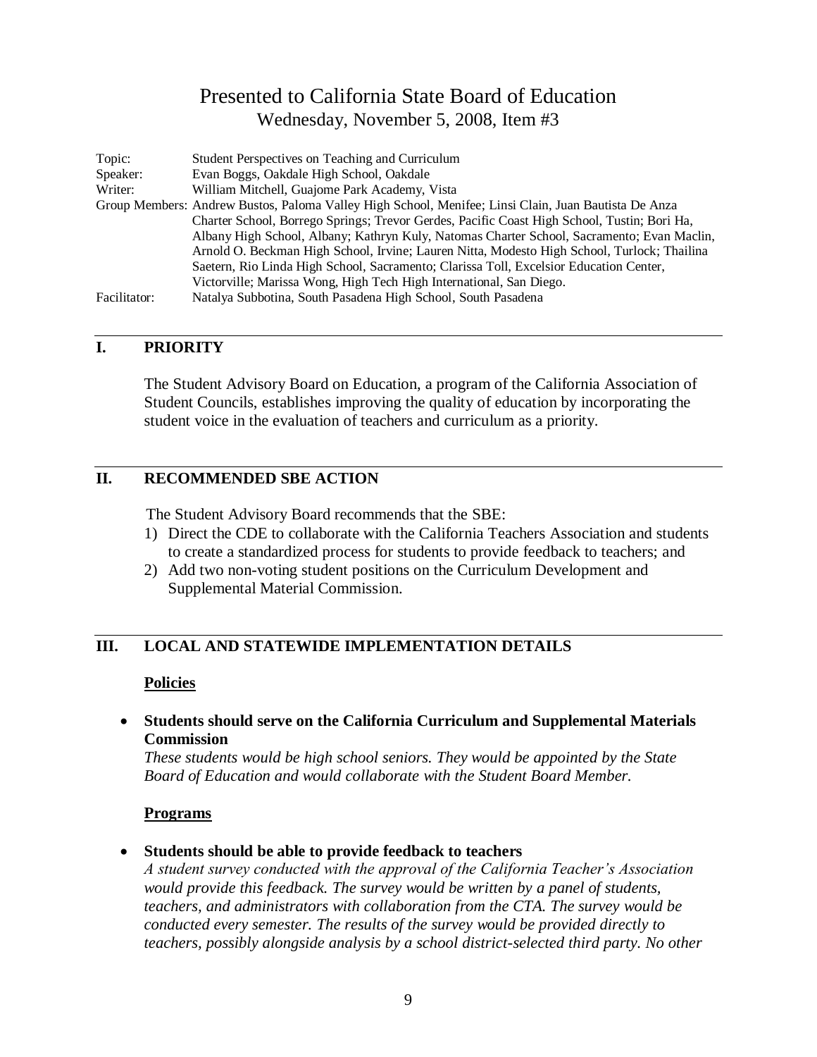# Presented to California State Board of Education

Wednesday, November 5, 2008, Item #3

| | |
|---|---|
| Topic: | Student Perspectives on Teaching and Curriculum |
| Speaker: | Evan Boggs, Oakdale High School, Oakdale |
| Writer: | William Mitchell, Guajome Park Academy, Vista |
| Group Members: | Andrew Bustos, Paloma Valley High School, Menifee; Linsi Clain, Juan Bautista De Anza Charter School, Borrego Springs; Trevor Gerdes, Pacific Coast High School, Tustin; Bori Ha, Albany High School, Albany; Kathryn Kuly, Natomas Charter School, Sacramento; Evan Maclin, Arnold O. Beckman High School, Irvine; Lauren Nitta, Modesto High School, Turlock; Thailina Saetern, Rio Linda High School, Sacramento; Clarissa Toll, Excelsior Education Center, Victorville; Marissa Wong, High Tech High International, San Diego. |
| Facilitator: | Natalya Subbotina, South Pasadena High School, South Pasadena |

## I. PRIORITY

The Student Advisory Board on Education, a program of the California Association of Student Councils, establishes improving the quality of education by incorporating the student voice in the evaluation of teachers and curriculum as a priority.

## II. RECOMMENDED SBE ACTION

The Student Advisory Board recommends that the SBE:

1) Direct the CDE to collaborate with the California Teachers Association and students to create a standardized process for students to provide feedback to teachers; and
2) Add two non-voting student positions on the Curriculum Development and Supplemental Material Commission.

## III. LOCAL AND STATEWIDE IMPLEMENTATION DETAILS

### Policies

- **Students should serve on the California Curriculum and Supplemental Materials Commission**
  *These students would be high school seniors. They would be appointed by the State Board of Education and would collaborate with the Student Board Member.*

### Programs

- **Students should be able to provide feedback to teachers**
  *A student survey conducted with the approval of the California Teacher's Association would provide this feedback. The survey would be written by a panel of students, teachers, and administrators with collaboration from the CTA. The survey would be conducted every semester. The results of the survey would be provided directly to teachers, possibly alongside analysis by a school district-selected third party. No other*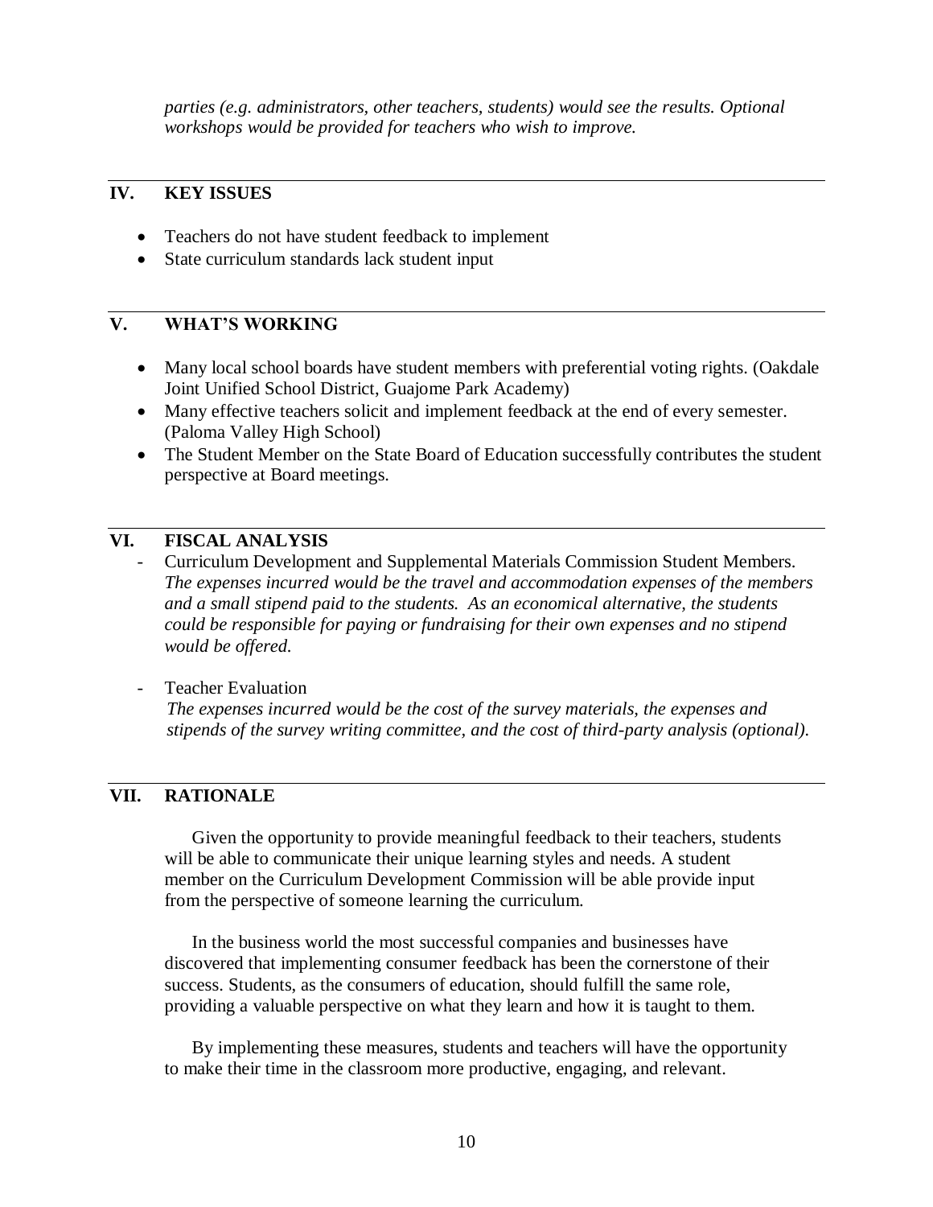*parties (e.g. administrators, other teachers, students) would see the results. Optional workshops would be provided for teachers who wish to improve.*

## IV. KEY ISSUES

- Teachers do not have student feedback to implement
- State curriculum standards lack student input

## V. WHAT'S WORKING

- Many local school boards have student members with preferential voting rights. (Oakdale Joint Unified School District, Guajome Park Academy)
- Many effective teachers solicit and implement feedback at the end of every semester. (Paloma Valley High School)
- The Student Member on the State Board of Education successfully contributes the student perspective at Board meetings.

## VI. FISCAL ANALYSIS

- Curriculum Development and Supplemental Materials Commission Student Members.
  *The expenses incurred would be the travel and accommodation expenses of the members and a small stipend paid to the students. As an economical alternative, the students could be responsible for paying or fundraising for their own expenses and no stipend would be offered.*

- Teacher Evaluation
  *The expenses incurred would be the cost of the survey materials, the expenses and stipends of the survey writing committee, and the cost of third-party analysis (optional).*

## VII. RATIONALE

Given the opportunity to provide meaningful feedback to their teachers, students will be able to communicate their unique learning styles and needs. A student member on the Curriculum Development Commission will be able provide input from the perspective of someone learning the curriculum.

In the business world the most successful companies and businesses have discovered that implementing consumer feedback has been the cornerstone of their success. Students, as the consumers of education, should fulfill the same role, providing a valuable perspective on what they learn and how it is taught to them.

By implementing these measures, students and teachers will have the opportunity to make their time in the classroom more productive, engaging, and relevant.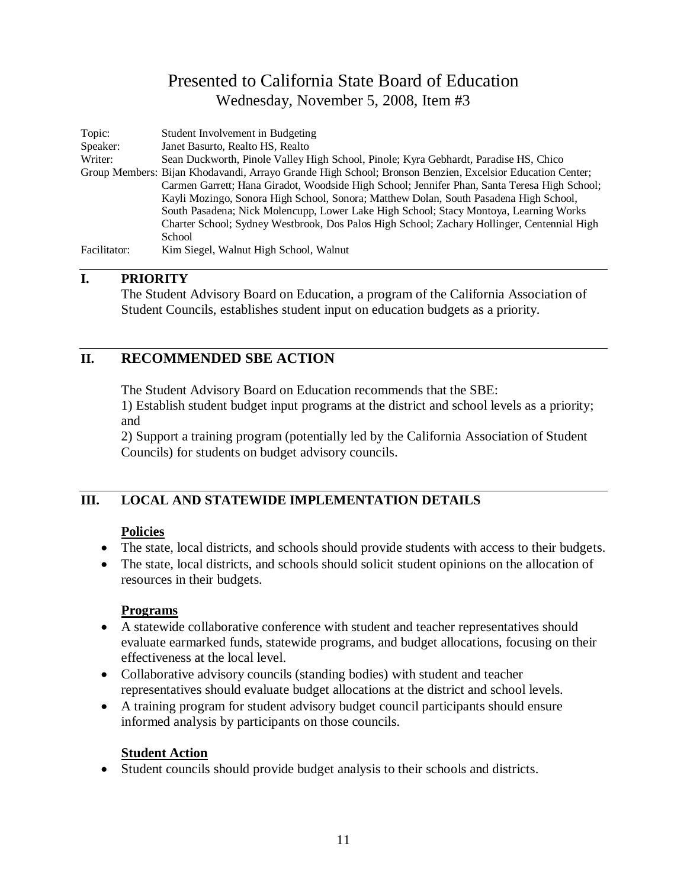# Presented to California State Board of Education

Wednesday, November 5, 2008, Item #3

Topic: Student Involvement in Budgeting

Speaker: Janet Basurto, Realto HS, Realto

Writer: Sean Duckworth, Pinole Valley High School, Pinole; Kyra Gebhardt, Paradise HS, Chico

Group Members: Bijan Khodavandi, Arrayo Grande High School; Bronson Benzien, Excelsior Education Center; Carmen Garrett; Hana Giradot, Woodside High School; Jennifer Phan, Santa Teresa High School; Kayli Mozingo, Sonora High School, Sonora; Matthew Dolan, South Pasadena High School, South Pasadena; Nick Molencupp, Lower Lake High School; Stacy Montoya, Learning Works Charter School; Sydney Westbrook, Dos Palos High School; Zachary Hollinger, Centennial High School

Facilitator: Kim Siegel, Walnut High School, Walnut

## I. PRIORITY

The Student Advisory Board on Education, a program of the California Association of Student Councils, establishes student input on education budgets as a priority.

## II. RECOMMENDED SBE ACTION

The Student Advisory Board on Education recommends that the SBE:

1) Establish student budget input programs at the district and school levels as a priority; and

2) Support a training program (potentially led by the California Association of Student Councils) for students on budget advisory councils.

## III. LOCAL AND STATEWIDE IMPLEMENTATION DETAILS

**Policies**

- The state, local districts, and schools should provide students with access to their budgets.
- The state, local districts, and schools should solicit student opinions on the allocation of resources in their budgets.

**Programs**

- A statewide collaborative conference with student and teacher representatives should evaluate earmarked funds, statewide programs, and budget allocations, focusing on their effectiveness at the local level.
- Collaborative advisory councils (standing bodies) with student and teacher representatives should evaluate budget allocations at the district and school levels.
- A training program for student advisory budget council participants should ensure informed analysis by participants on those councils.

**Student Action**

- Student councils should provide budget analysis to their schools and districts.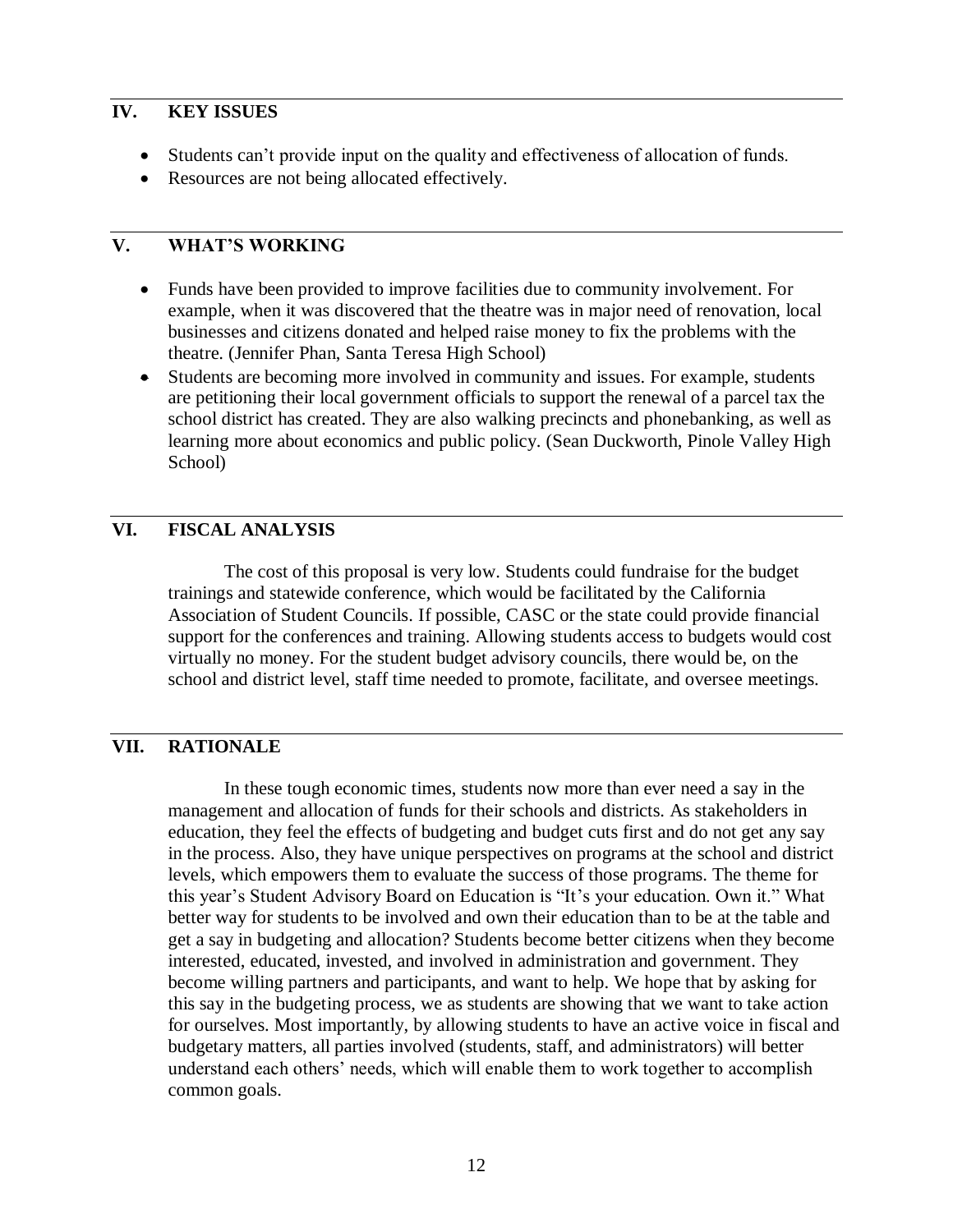## IV. KEY ISSUES

- Students can't provide input on the quality and effectiveness of allocation of funds.
- Resources are not being allocated effectively.

## V. WHAT'S WORKING

- Funds have been provided to improve facilities due to community involvement. For example, when it was discovered that the theatre was in major need of renovation, local businesses and citizens donated and helped raise money to fix the problems with the theatre. (Jennifer Phan, Santa Teresa High School)
- Students are becoming more involved in community and issues. For example, students are petitioning their local government officials to support the renewal of a parcel tax the school district has created. They are also walking precincts and phonebanking, as well as learning more about economics and public policy. (Sean Duckworth, Pinole Valley High School)

## VI. FISCAL ANALYSIS

The cost of this proposal is very low. Students could fundraise for the budget trainings and statewide conference, which would be facilitated by the California Association of Student Councils. If possible, CASC or the state could provide financial support for the conferences and training. Allowing students access to budgets would cost virtually no money. For the student budget advisory councils, there would be, on the school and district level, staff time needed to promote, facilitate, and oversee meetings.

## VII. RATIONALE

In these tough economic times, students now more than ever need a say in the management and allocation of funds for their schools and districts. As stakeholders in education, they feel the effects of budgeting and budget cuts first and do not get any say in the process. Also, they have unique perspectives on programs at the school and district levels, which empowers them to evaluate the success of those programs. The theme for this year's Student Advisory Board on Education is "It's your education. Own it." What better way for students to be involved and own their education than to be at the table and get a say in budgeting and allocation? Students become better citizens when they become interested, educated, invested, and involved in administration and government. They become willing partners and participants, and want to help. We hope that by asking for this say in the budgeting process, we as students are showing that we want to take action for ourselves. Most importantly, by allowing students to have an active voice in fiscal and budgetary matters, all parties involved (students, staff, and administrators) will better understand each others' needs, which will enable them to work together to accomplish common goals.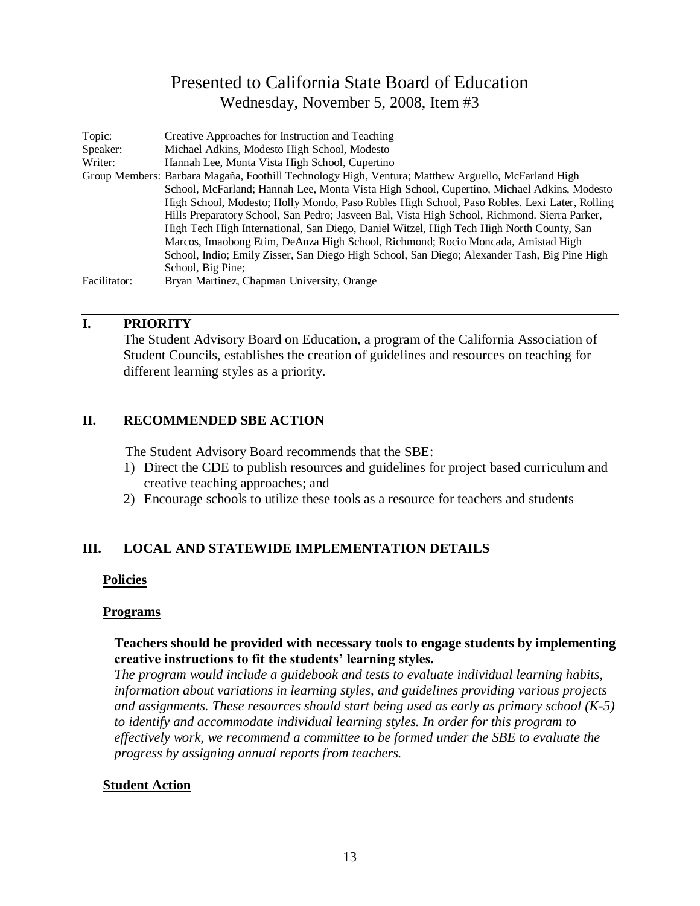# Presented to California State Board of Education

Wednesday, November 5, 2008, Item #3

Topic: Creative Approaches for Instruction and Teaching
Speaker: Michael Adkins, Modesto High School, Modesto
Writer: Hannah Lee, Monta Vista High School, Cupertino
Group Members: Barbara Magaña, Foothill Technology High, Ventura; Matthew Arguello, McFarland High School, McFarland; Hannah Lee, Monta Vista High School, Cupertino, Michael Adkins, Modesto High School, Modesto; Holly Mondo, Paso Robles High School, Paso Robles. Lexi Later, Rolling Hills Preparatory School, San Pedro; Jasveen Bal, Vista High School, Richmond. Sierra Parker, High Tech High International, San Diego, Daniel Witzel, High Tech High North County, San Marcos, Imaobong Etim, DeAnza High School, Richmond; Rocio Moncada, Amistad High School, Indio; Emily Zisser, San Diego High School, San Diego; Alexander Tash, Big Pine High School, Big Pine;
Facilitator: Bryan Martinez, Chapman University, Orange

## I. PRIORITY

The Student Advisory Board on Education, a program of the California Association of Student Councils, establishes the creation of guidelines and resources on teaching for different learning styles as a priority.

## II. RECOMMENDED SBE ACTION

The Student Advisory Board recommends that the SBE:

1) Direct the CDE to publish resources and guidelines for project based curriculum and creative teaching approaches; and
2) Encourage schools to utilize these tools as a resource for teachers and students

## III. LOCAL AND STATEWIDE IMPLEMENTATION DETAILS

**Policies**

**Programs**

**Teachers should be provided with necessary tools to engage students by implementing creative instructions to fit the students' learning styles.**

*The program would include a guidebook and tests to evaluate individual learning habits, information about variations in learning styles, and guidelines providing various projects and assignments. These resources should start being used as early as primary school (K-5) to identify and accommodate individual learning styles. In order for this program to effectively work, we recommend a committee to be formed under the SBE to evaluate the progress by assigning annual reports from teachers.*

**Student Action**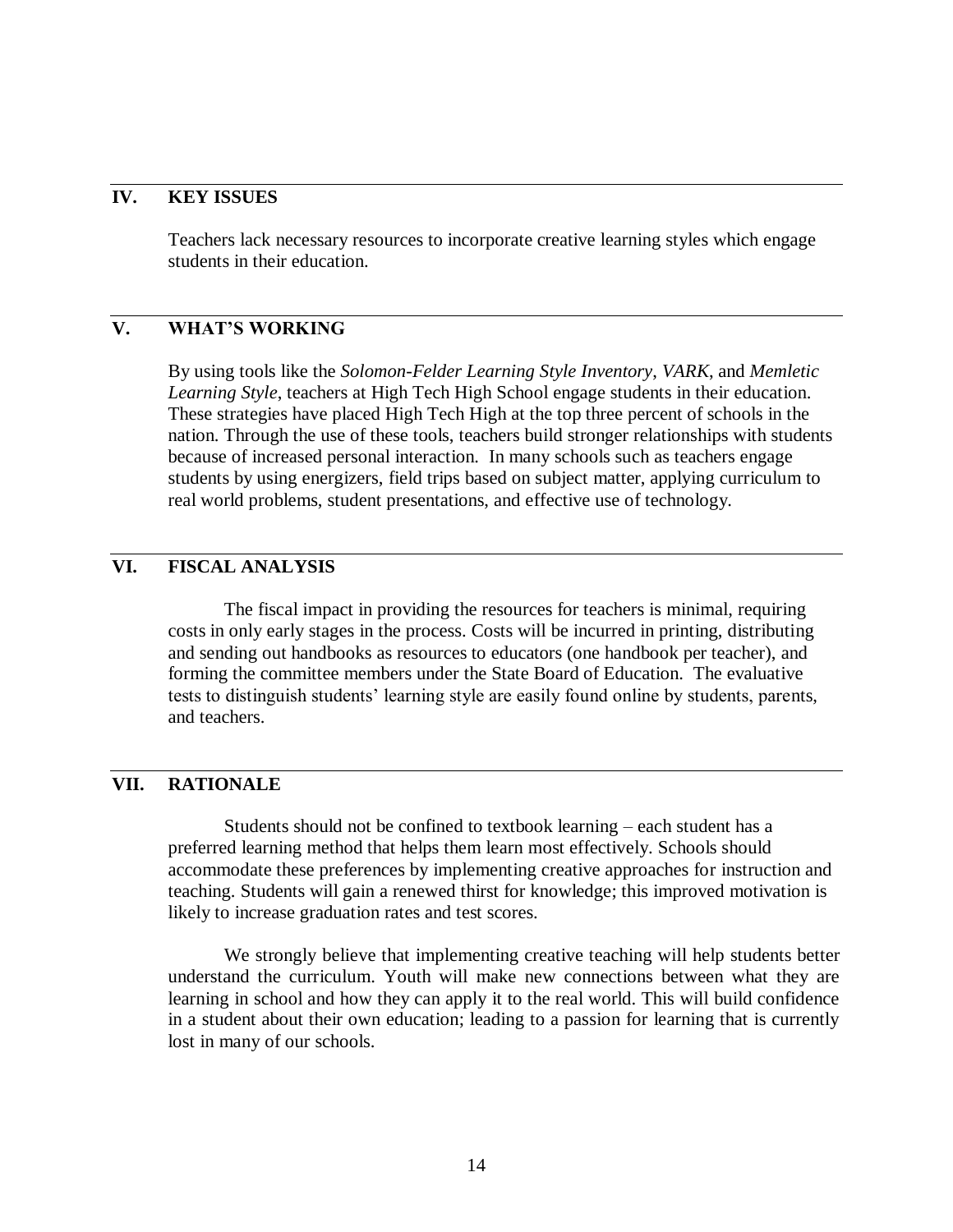## IV. KEY ISSUES

Teachers lack necessary resources to incorporate creative learning styles which engage students in their education.

## V. WHAT'S WORKING

By using tools like the *Solomon-Felder Learning Style Inventory*, *VARK*, and *Memletic Learning Style*, teachers at High Tech High School engage students in their education. These strategies have placed High Tech High at the top three percent of schools in the nation. Through the use of these tools, teachers build stronger relationships with students because of increased personal interaction. In many schools such as teachers engage students by using energizers, field trips based on subject matter, applying curriculum to real world problems, student presentations, and effective use of technology.

## VI. FISCAL ANALYSIS

The fiscal impact in providing the resources for teachers is minimal, requiring costs in only early stages in the process. Costs will be incurred in printing, distributing and sending out handbooks as resources to educators (one handbook per teacher), and forming the committee members under the State Board of Education. The evaluative tests to distinguish students' learning style are easily found online by students, parents, and teachers.

## VII. RATIONALE

Students should not be confined to textbook learning – each student has a preferred learning method that helps them learn most effectively. Schools should accommodate these preferences by implementing creative approaches for instruction and teaching. Students will gain a renewed thirst for knowledge; this improved motivation is likely to increase graduation rates and test scores.

We strongly believe that implementing creative teaching will help students better understand the curriculum. Youth will make new connections between what they are learning in school and how they can apply it to the real world. This will build confidence in a student about their own education; leading to a passion for learning that is currently lost in many of our schools.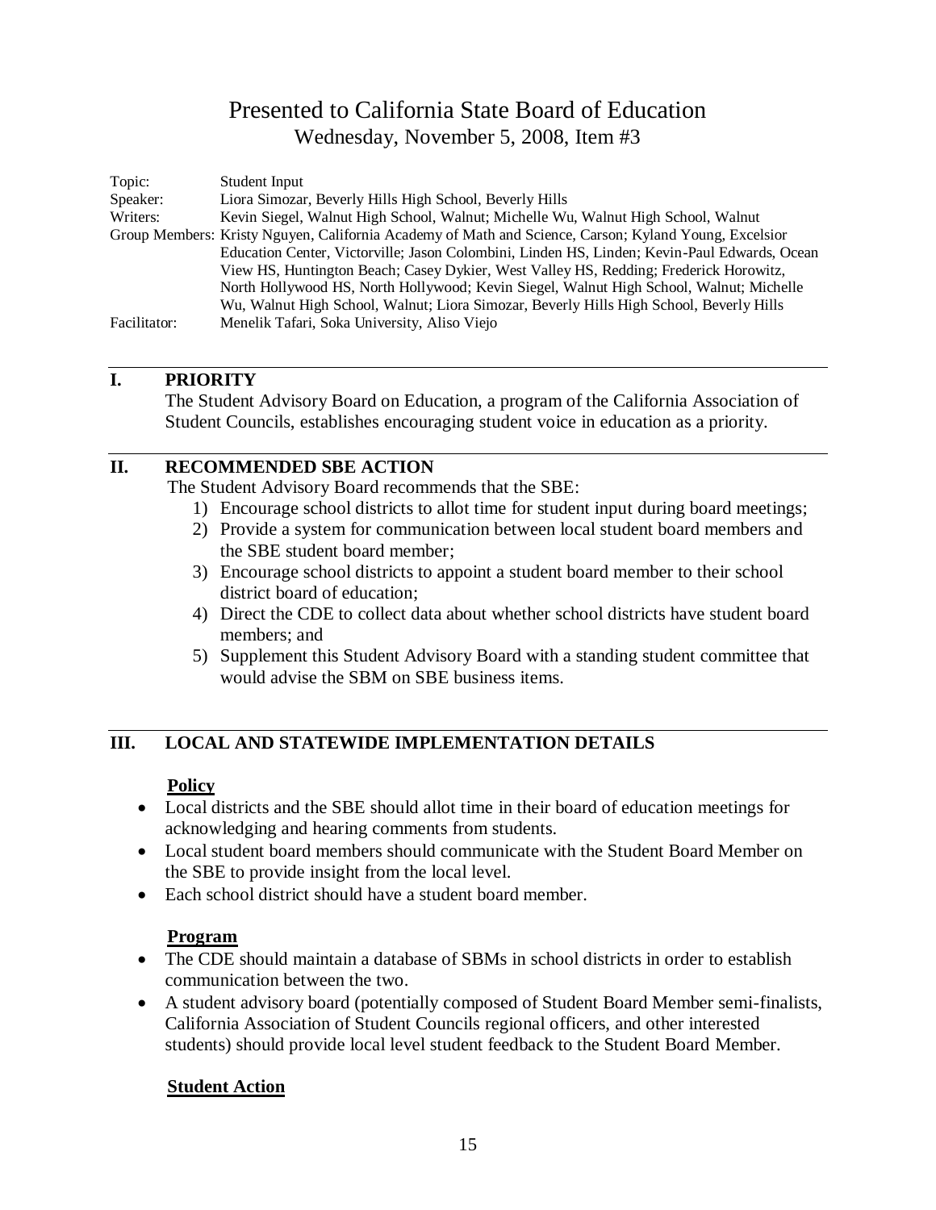# Presented to California State Board of Education
Wednesday, November 5, 2008, Item #3

Topic: Student Input
Speaker: Liora Simozar, Beverly Hills High School, Beverly Hills
Writers: Kevin Siegel, Walnut High School, Walnut; Michelle Wu, Walnut High School, Walnut
Group Members: Kristy Nguyen, California Academy of Math and Science, Carson; Kyland Young, Excelsior Education Center, Victorville; Jason Colombini, Linden HS, Linden; Kevin-Paul Edwards, Ocean View HS, Huntington Beach; Casey Dykier, West Valley HS, Redding; Frederick Horowitz, North Hollywood HS, North Hollywood; Kevin Siegel, Walnut High School, Walnut; Michelle Wu, Walnut High School, Walnut; Liora Simozar, Beverly Hills High School, Beverly Hills
Facilitator: Menelik Tafari, Soka University, Aliso Viejo

## I. PRIORITY

The Student Advisory Board on Education, a program of the California Association of Student Councils, establishes encouraging student voice in education as a priority.

## II. RECOMMENDED SBE ACTION

The Student Advisory Board recommends that the SBE:

1) Encourage school districts to allot time for student input during board meetings;
2) Provide a system for communication between local student board members and the SBE student board member;
3) Encourage school districts to appoint a student board member to their school district board of education;
4) Direct the CDE to collect data about whether school districts have student board members; and
5) Supplement this Student Advisory Board with a standing student committee that would advise the SBM on SBE business items.

## III. LOCAL AND STATEWIDE IMPLEMENTATION DETAILS

**Policy**

- Local districts and the SBE should allot time in their board of education meetings for acknowledging and hearing comments from students.
- Local student board members should communicate with the Student Board Member on the SBE to provide insight from the local level.
- Each school district should have a student board member.

**Program**

- The CDE should maintain a database of SBMs in school districts in order to establish communication between the two.
- A student advisory board (potentially composed of Student Board Member semi-finalists, California Association of Student Councils regional officers, and other interested students) should provide local level student feedback to the Student Board Member.

**Student Action**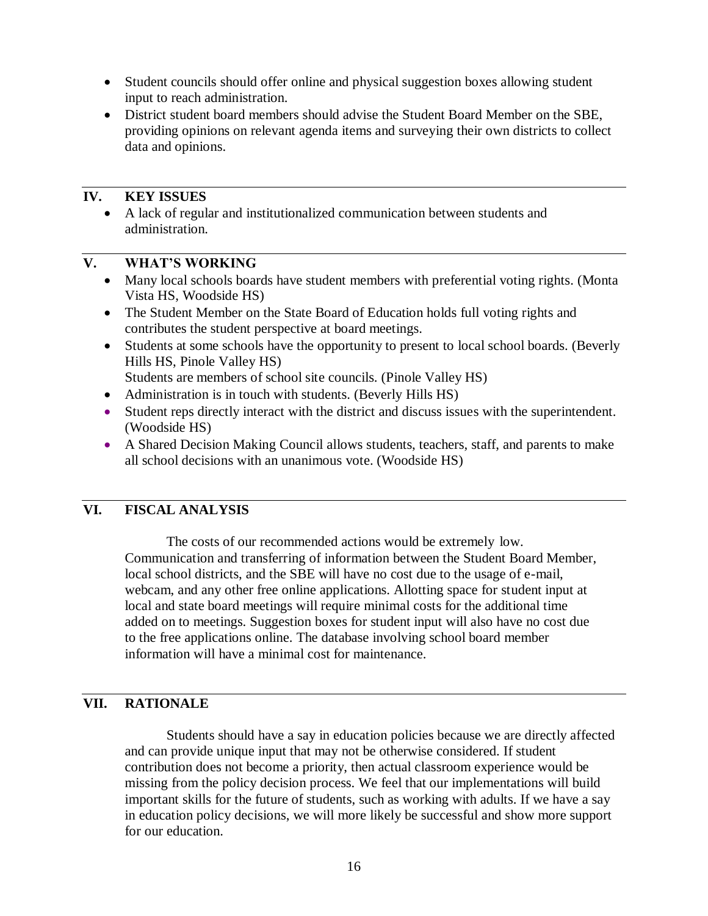- Student councils should offer online and physical suggestion boxes allowing student input to reach administration.
- District student board members should advise the Student Board Member on the SBE, providing opinions on relevant agenda items and surveying their own districts to collect data and opinions.

## IV. KEY ISSUES

- A lack of regular and institutionalized communication between students and administration.

## V. WHAT'S WORKING

- Many local schools boards have student members with preferential voting rights. (Monta Vista HS, Woodside HS)
- The Student Member on the State Board of Education holds full voting rights and contributes the student perspective at board meetings.
- Students at some schools have the opportunity to present to local school boards. (Beverly Hills HS, Pinole Valley HS)
  Students are members of school site councils. (Pinole Valley HS)
- Administration is in touch with students. (Beverly Hills HS)
- Student reps directly interact with the district and discuss issues with the superintendent. (Woodside HS)
- A Shared Decision Making Council allows students, teachers, staff, and parents to make all school decisions with an unanimous vote. (Woodside HS)

## VI. FISCAL ANALYSIS

The costs of our recommended actions would be extremely low. Communication and transferring of information between the Student Board Member, local school districts, and the SBE will have no cost due to the usage of e-mail, webcam, and any other free online applications. Allotting space for student input at local and state board meetings will require minimal costs for the additional time added on to meetings. Suggestion boxes for student input will also have no cost due to the free applications online. The database involving school board member information will have a minimal cost for maintenance.

## VII. RATIONALE

Students should have a say in education policies because we are directly affected and can provide unique input that may not be otherwise considered. If student contribution does not become a priority, then actual classroom experience would be missing from the policy decision process. We feel that our implementations will build important skills for the future of students, such as working with adults. If we have a say in education policy decisions, we will more likely be successful and show more support for our education.